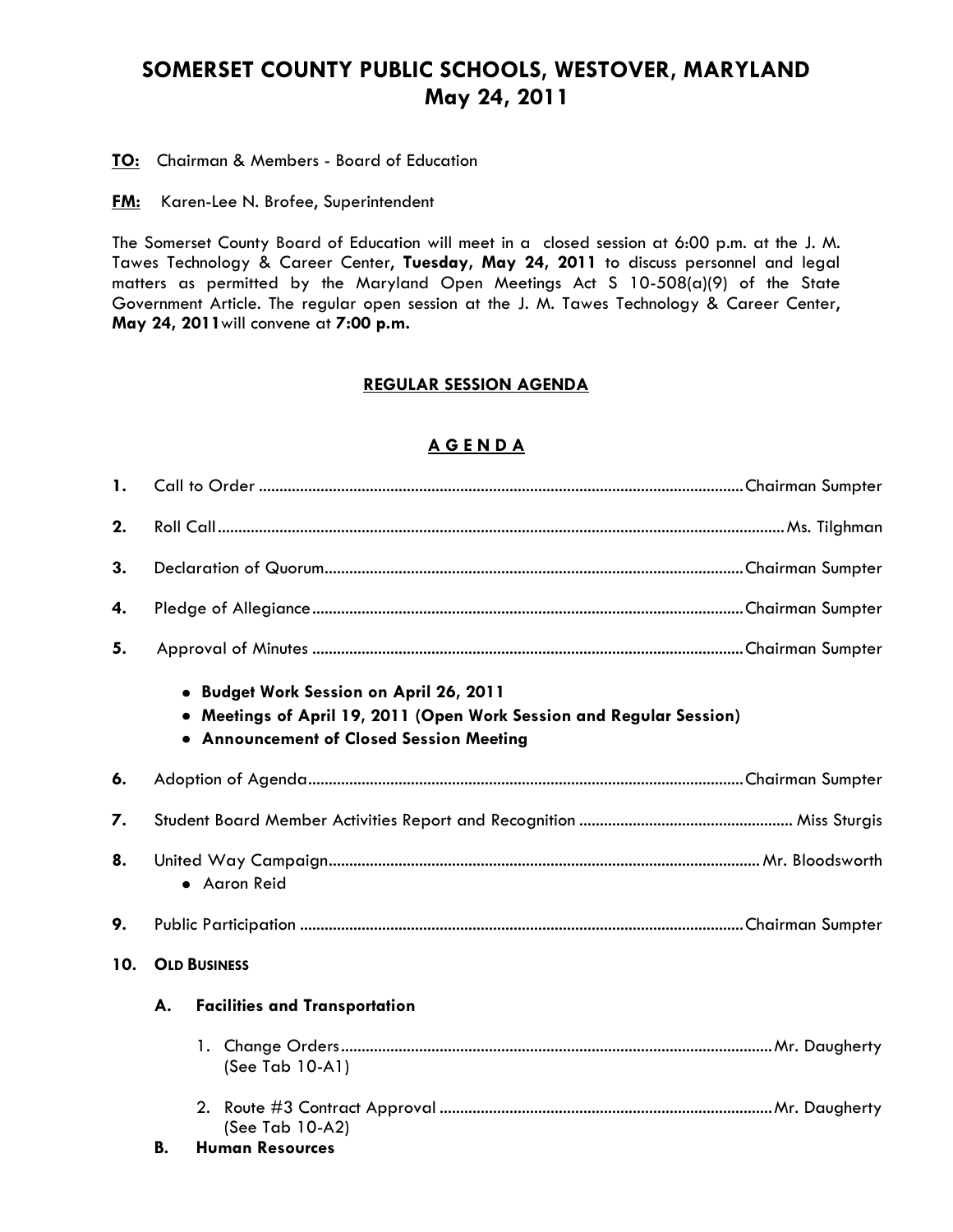# SOMERSET COUNTY PUBLIC SCHOOLS, WESTOVER, MARYLAND
## May 24, 2011

**TO:** Chairman & Members - Board of Education

**FM:** Karen-Lee N. Brofee, Superintendent

The Somerset County Board of Education will meet in a closed session at 6:00 p.m. at the J. M. Tawes Technology & Career Center, **Tuesday, May 24, 2011** to discuss personnel and legal matters as permitted by the Maryland Open Meetings Act S 10-508(a)(9) of the State Government Article. The regular open session at the J. M. Tawes Technology & Career Center, **May 24, 2011** will convene at **7:00 p.m.**

## REGULAR SESSION AGENDA

## A G E N D A

1. Call to Order .................................................. Chairman Sumpter
2. Roll Call .................................................. Ms. Tilghman
3. Declaration of Quorum .................................................. Chairman Sumpter
4. Pledge of Allegiance .................................................. Chairman Sumpter
5. Approval of Minutes .................................................. Chairman Sumpter
   - **Budget Work Session on April 26, 2011**
   - **Meetings of April 19, 2011 (Open Work Session and Regular Session)**
   - **Announcement of Closed Session Meeting**
6. Adoption of Agenda .................................................. Chairman Sumpter
7. Student Board Member Activities Report and Recognition .................................................. Miss Sturgis
8. United Way Campaign .................................................. Mr. Bloodsworth
   - Aaron Reid
9. Public Participation .................................................. Chairman Sumpter
10. **OLD BUSINESS**

    **A. Facilities and Transportation**

    1. Change Orders .................................................. Mr. Daugherty
       (See Tab 10-A1)
    2. Route #3 Contract Approval .................................................. Mr. Daugherty
       (See Tab 10-A2)

    **B. Human Resources**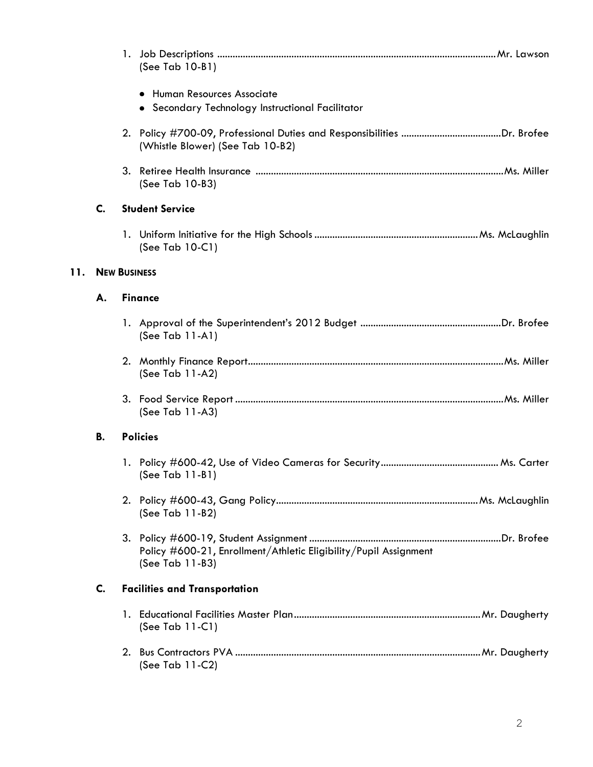1. Job Descriptions ........................................................................................................Mr. Lawson
   (See Tab 10-B1)

   - Human Resources Associate
   - Secondary Technology Instructional Facilitator

2. Policy #700-09, Professional Duties and Responsibilities .......................................Dr. Brofee
   (Whistle Blower) (See Tab 10-B2)

3. Retiree Health Insurance ...............................................................................................Ms. Miller
   (See Tab 10-B3)

### C. Student Service

1. Uniform Initiative for the High Schools ...............................................................Ms. McLaughlin
   (See Tab 10-C1)

## 11. NEW BUSINESS

### A. Finance

1. Approval of the Superintendent's 2012 Budget ......................................................Dr. Brofee
   (See Tab 11-A1)

2. Monthly Finance Report..................................................................................................Ms. Miller
   (See Tab 11-A2)

3. Food Service Report .......................................................................................................Ms. Miller
   (See Tab 11-A3)

### B. Policies

1. Policy #600-42, Use of Video Cameras for Security.............................................Ms. Carter
   (See Tab 11-B1)

2. Policy #600-43, Gang Policy.............................................................................Ms. McLaughlin
   (See Tab 11-B2)

3. Policy #600-19, Student Assignment ..........................................................................Dr. Brofee
   Policy #600-21, Enrollment/Athletic Eligibility/Pupil Assignment
   (See Tab 11-B3)

### C. Facilities and Transportation

1. Educational Facilities Master Plan........................................................................Mr. Daugherty
   (See Tab 11-C1)

2. Bus Contractors PVA ............................................................................................Mr. Daugherty
   (See Tab 11-C2)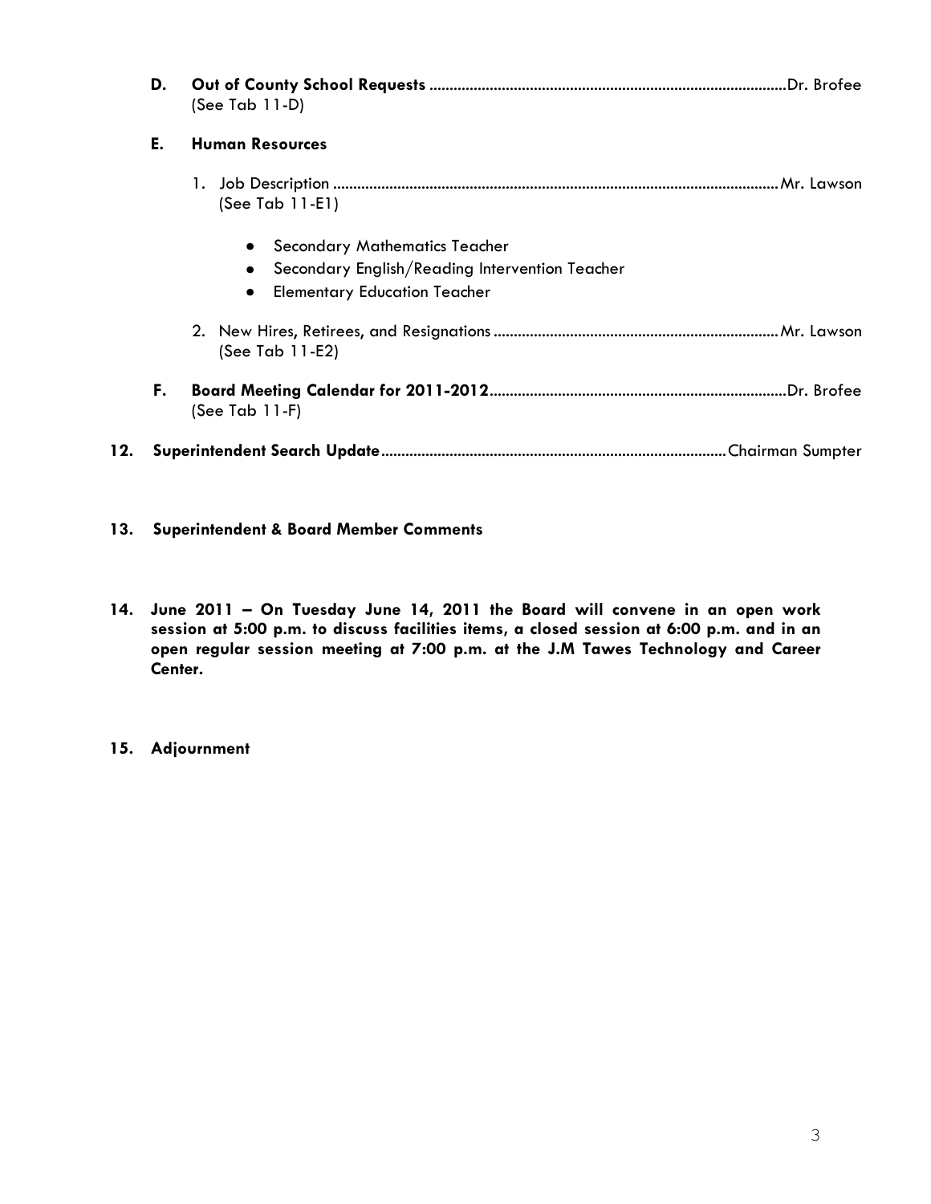D. **Out of County School Requests** ........................................................................................Dr. Brofee
(See Tab 11-D)

E. **Human Resources**

1. Job Description ..............................................................................................................Mr. Lawson
(See Tab 11-E1)
    - Secondary Mathematics Teacher
    - Secondary English/Reading Intervention Teacher
    - Elementary Education Teacher

2. New Hires, Retirees, and Resignations .......................................................................Mr. Lawson
(See Tab 11-E2)

F. **Board Meeting Calendar for 2011-2012**.........................................................................Dr. Brofee
(See Tab 11-F)

**12. Superintendent Search Update**....................................................................................Chairman Sumpter

**13. Superintendent & Board Member Comments**

**14. June 2011 – On Tuesday June 14, 2011 the Board will convene in an open work session at 5:00 p.m. to discuss facilities items, a closed session at 6:00 p.m. and in an open regular session meeting at 7:00 p.m. at the J.M Tawes Technology and Career Center.**

**15. Adjournment**